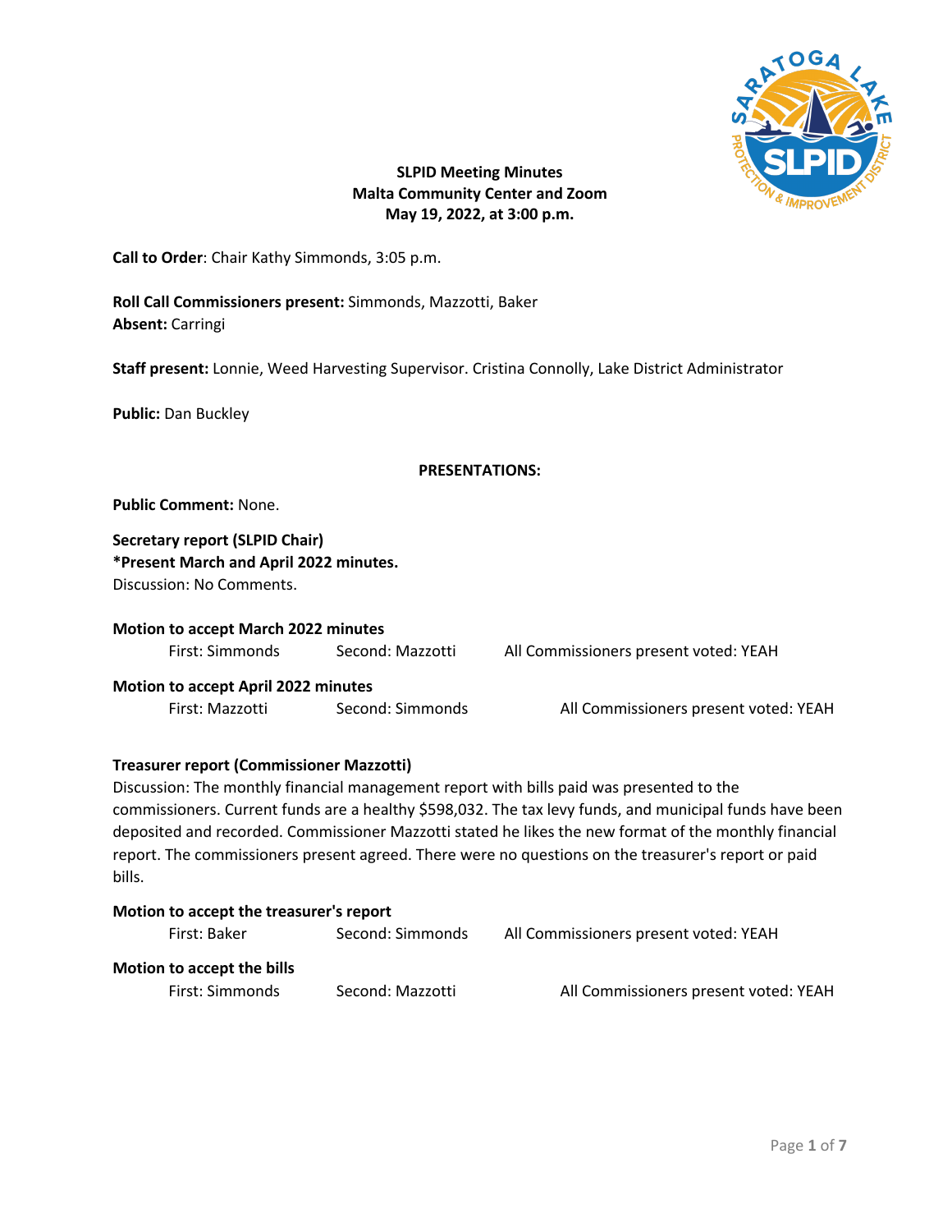**SLPID Meeting Minutes**
**Malta Community Center and Zoom**
**May 19, 2022, at 3:00 p.m.**

**Call to Order**: Chair Kathy Simmonds, 3:05 p.m.

**Roll Call Commissioners present:** Simmonds, Mazzotti, Baker
**Absent:** Carringi

**Staff present:** Lonnie, Weed Harvesting Supervisor. Cristina Connolly, Lake District Administrator

**Public:** Dan Buckley

**PRESENTATIONS:**

**Public Comment:** None.

**Secretary report (SLPID Chair)**
**\*Present March and April 2022 minutes.**
Discussion: No Comments.

**Motion to accept March 2022 minutes**
First: Simmonds Second: Mazzotti All Commissioners present voted: YEAH

**Motion to accept April 2022 minutes**
First: Mazzotti Second: Simmonds All Commissioners present voted: YEAH

**Treasurer report (Commissioner Mazzotti)**
Discussion: The monthly financial management report with bills paid was presented to the commissioners. Current funds are a healthy $598,032. The tax levy funds, and municipal funds have been deposited and recorded. Commissioner Mazzotti stated he likes the new format of the monthly financial report. The commissioners present agreed. There were no questions on the treasurer's report or paid bills.

**Motion to accept the treasurer's report**
First: Baker Second: Simmonds All Commissioners present voted: YEAH

**Motion to accept the bills**
First: Simmonds Second: Mazzotti All Commissioners present voted: YEAH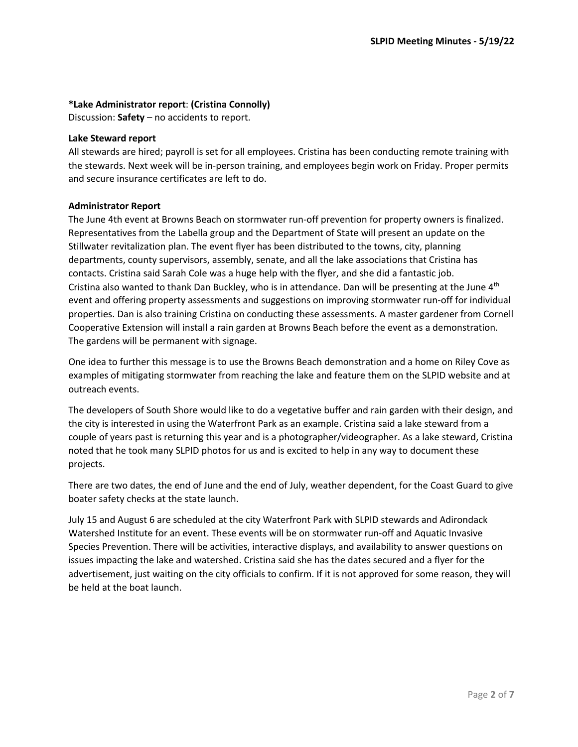**\*Lake Administrator report**: **(Cristina Connolly)**
Discussion: **Safety** – no accidents to report.

**Lake Steward report**
All stewards are hired; payroll is set for all employees. Cristina has been conducting remote training with the stewards. Next week will be in-person training, and employees begin work on Friday. Proper permits and secure insurance certificates are left to do.

**Administrator Report**
The June 4th event at Browns Beach on stormwater run-off prevention for property owners is finalized. Representatives from the Labella group and the Department of State will present an update on the Stillwater revitalization plan. The event flyer has been distributed to the towns, city, planning departments, county supervisors, assembly, senate, and all the lake associations that Cristina has contacts. Cristina said Sarah Cole was a huge help with the flyer, and she did a fantastic job. Cristina also wanted to thank Dan Buckley, who is in attendance. Dan will be presenting at the June 4th event and offering property assessments and suggestions on improving stormwater run-off for individual properties. Dan is also training Cristina on conducting these assessments. A master gardener from Cornell Cooperative Extension will install a rain garden at Browns Beach before the event as a demonstration. The gardens will be permanent with signage.

One idea to further this message is to use the Browns Beach demonstration and a home on Riley Cove as examples of mitigating stormwater from reaching the lake and feature them on the SLPID website and at outreach events.

The developers of South Shore would like to do a vegetative buffer and rain garden with their design, and the city is interested in using the Waterfront Park as an example. Cristina said a lake steward from a couple of years past is returning this year and is a photographer/videographer. As a lake steward, Cristina noted that he took many SLPID photos for us and is excited to help in any way to document these projects.

There are two dates, the end of June and the end of July, weather dependent, for the Coast Guard to give boater safety checks at the state launch.

July 15 and August 6 are scheduled at the city Waterfront Park with SLPID stewards and Adirondack Watershed Institute for an event. These events will be on stormwater run-off and Aquatic Invasive Species Prevention. There will be activities, interactive displays, and availability to answer questions on issues impacting the lake and watershed. Cristina said she has the dates secured and a flyer for the advertisement, just waiting on the city officials to confirm. If it is not approved for some reason, they will be held at the boat launch.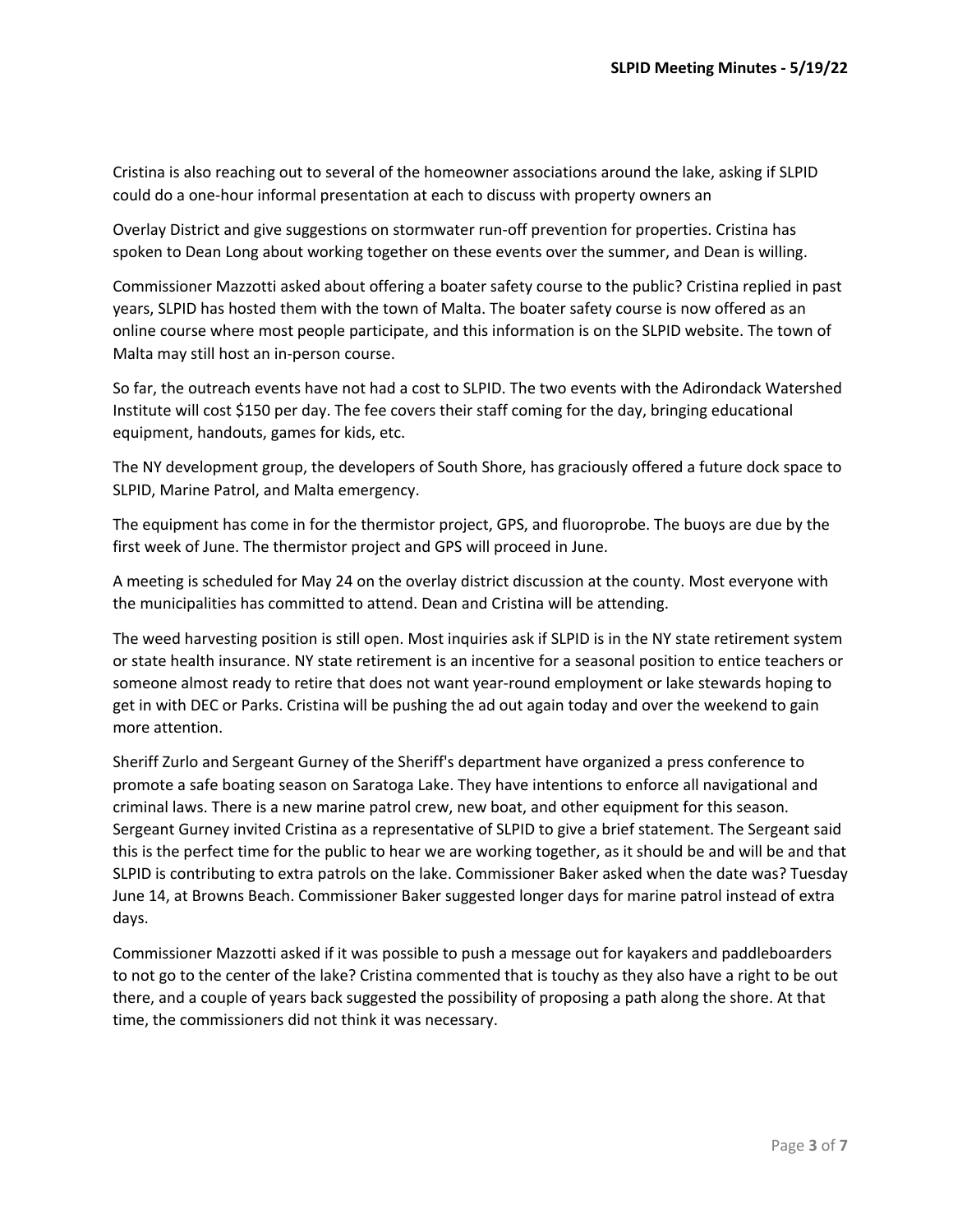Cristina is also reaching out to several of the homeowner associations around the lake, asking if SLPID could do a one-hour informal presentation at each to discuss with property owners an

Overlay District and give suggestions on stormwater run-off prevention for properties. Cristina has spoken to Dean Long about working together on these events over the summer, and Dean is willing.

Commissioner Mazzotti asked about offering a boater safety course to the public? Cristina replied in past years, SLPID has hosted them with the town of Malta. The boater safety course is now offered as an online course where most people participate, and this information is on the SLPID website. The town of Malta may still host an in-person course.

So far, the outreach events have not had a cost to SLPID. The two events with the Adirondack Watershed Institute will cost $150 per day. The fee covers their staff coming for the day, bringing educational equipment, handouts, games for kids, etc.

The NY development group, the developers of South Shore, has graciously offered a future dock space to SLPID, Marine Patrol, and Malta emergency.

The equipment has come in for the thermistor project, GPS, and fluoroprobe. The buoys are due by the first week of June. The thermistor project and GPS will proceed in June.

A meeting is scheduled for May 24 on the overlay district discussion at the county. Most everyone with the municipalities has committed to attend. Dean and Cristina will be attending.

The weed harvesting position is still open. Most inquiries ask if SLPID is in the NY state retirement system or state health insurance. NY state retirement is an incentive for a seasonal position to entice teachers or someone almost ready to retire that does not want year-round employment or lake stewards hoping to get in with DEC or Parks. Cristina will be pushing the ad out again today and over the weekend to gain more attention.

Sheriff Zurlo and Sergeant Gurney of the Sheriff's department have organized a press conference to promote a safe boating season on Saratoga Lake. They have intentions to enforce all navigational and criminal laws. There is a new marine patrol crew, new boat, and other equipment for this season. Sergeant Gurney invited Cristina as a representative of SLPID to give a brief statement. The Sergeant said this is the perfect time for the public to hear we are working together, as it should be and will be and that SLPID is contributing to extra patrols on the lake. Commissioner Baker asked when the date was? Tuesday June 14, at Browns Beach. Commissioner Baker suggested longer days for marine patrol instead of extra days.

Commissioner Mazzotti asked if it was possible to push a message out for kayakers and paddleboarders to not go to the center of the lake? Cristina commented that is touchy as they also have a right to be out there, and a couple of years back suggested the possibility of proposing a path along the shore. At that time, the commissioners did not think it was necessary.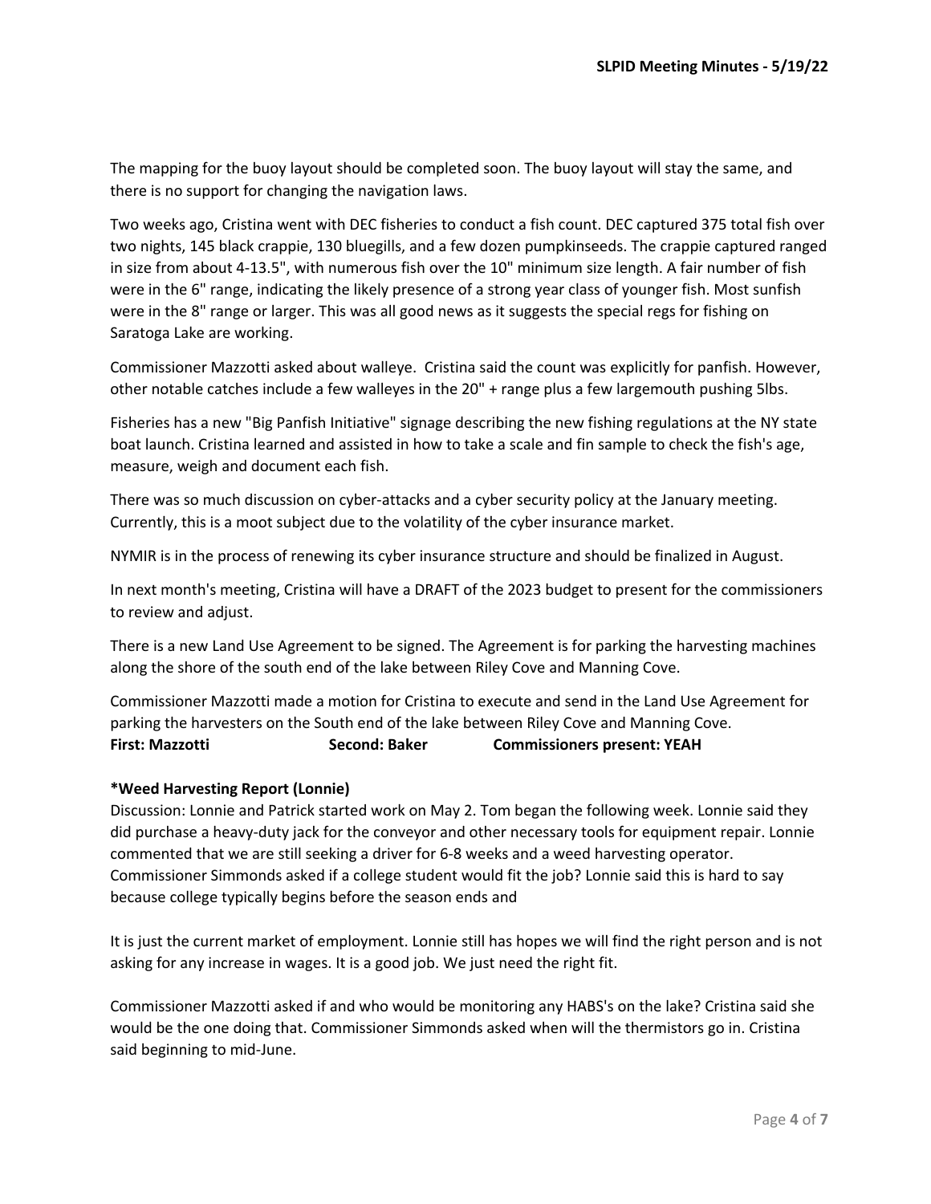The mapping for the buoy layout should be completed soon. The buoy layout will stay the same, and there is no support for changing the navigation laws.

Two weeks ago, Cristina went with DEC fisheries to conduct a fish count. DEC captured 375 total fish over two nights, 145 black crappie, 130 bluegills, and a few dozen pumpkinseeds. The crappie captured ranged in size from about 4-13.5", with numerous fish over the 10" minimum size length. A fair number of fish were in the 6" range, indicating the likely presence of a strong year class of younger fish. Most sunfish were in the 8" range or larger. This was all good news as it suggests the special regs for fishing on Saratoga Lake are working.

Commissioner Mazzotti asked about walleye. Cristina said the count was explicitly for panfish. However, other notable catches include a few walleyes in the 20" + range plus a few largemouth pushing 5lbs.

Fisheries has a new "Big Panfish Initiative" signage describing the new fishing regulations at the NY state boat launch. Cristina learned and assisted in how to take a scale and fin sample to check the fish's age, measure, weigh and document each fish.

There was so much discussion on cyber-attacks and a cyber security policy at the January meeting. Currently, this is a moot subject due to the volatility of the cyber insurance market.

NYMIR is in the process of renewing its cyber insurance structure and should be finalized in August.

In next month's meeting, Cristina will have a DRAFT of the 2023 budget to present for the commissioners to review and adjust.

There is a new Land Use Agreement to be signed. The Agreement is for parking the harvesting machines along the shore of the south end of the lake between Riley Cove and Manning Cove.

Commissioner Mazzotti made a motion for Cristina to execute and send in the Land Use Agreement for parking the harvesters on the South end of the lake between Riley Cove and Manning Cove.
**First: Mazzotti** **Second: Baker** **Commissioners present: YEAH**

**\*Weed Harvesting Report (Lonnie)**
Discussion: Lonnie and Patrick started work on May 2. Tom began the following week. Lonnie said they did purchase a heavy-duty jack for the conveyor and other necessary tools for equipment repair. Lonnie commented that we are still seeking a driver for 6-8 weeks and a weed harvesting operator. Commissioner Simmonds asked if a college student would fit the job? Lonnie said this is hard to say because college typically begins before the season ends and

It is just the current market of employment. Lonnie still has hopes we will find the right person and is not asking for any increase in wages. It is a good job. We just need the right fit.

Commissioner Mazzotti asked if and who would be monitoring any HABS's on the lake? Cristina said she would be the one doing that. Commissioner Simmonds asked when will the thermistors go in. Cristina said beginning to mid-June.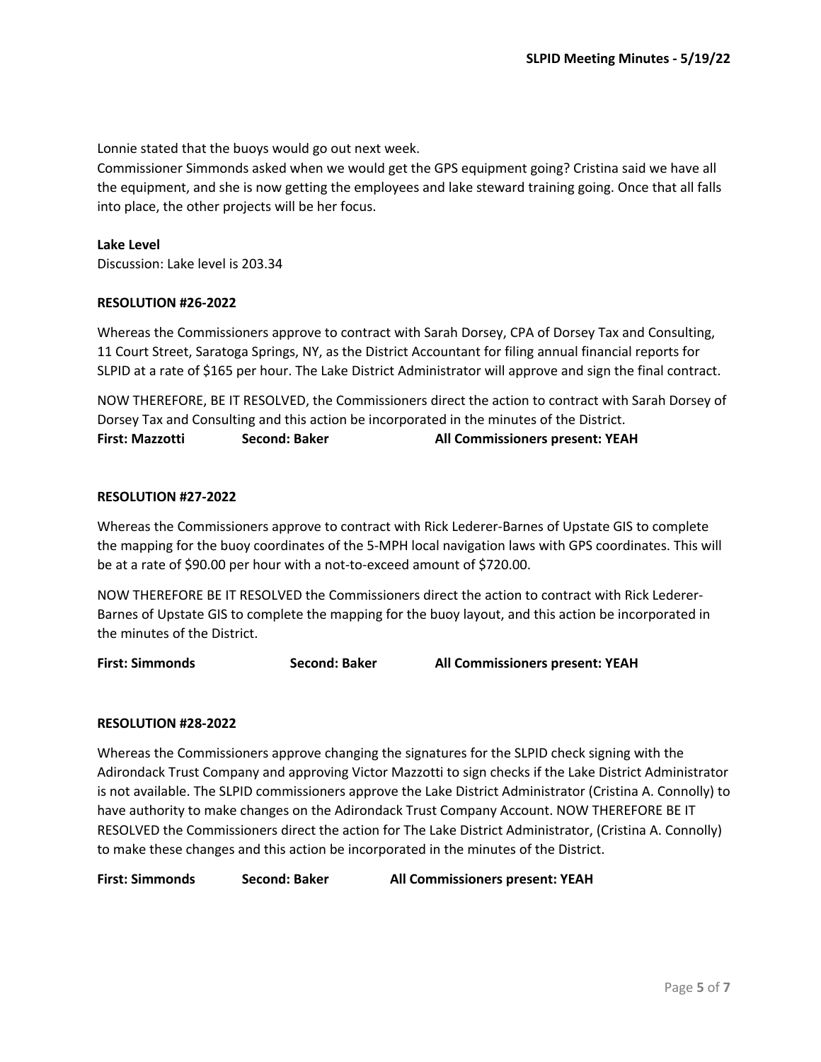Lonnie stated that the buoys would go out next week.

Commissioner Simmonds asked when we would get the GPS equipment going? Cristina said we have all the equipment, and she is now getting the employees and lake steward training going. Once that all falls into place, the other projects will be her focus.

**Lake Level**

Discussion: Lake level is 203.34

**RESOLUTION #26-2022**

Whereas the Commissioners approve to contract with Sarah Dorsey, CPA of Dorsey Tax and Consulting, 11 Court Street, Saratoga Springs, NY, as the District Accountant for filing annual financial reports for SLPID at a rate of $165 per hour. The Lake District Administrator will approve and sign the final contract.

NOW THEREFORE, BE IT RESOLVED, the Commissioners direct the action to contract with Sarah Dorsey of Dorsey Tax and Consulting and this action be incorporated in the minutes of the District.

**First: Mazzotti Second: Baker All Commissioners present: YEAH**

**RESOLUTION #27-2022**

Whereas the Commissioners approve to contract with Rick Lederer-Barnes of Upstate GIS to complete the mapping for the buoy coordinates of the 5-MPH local navigation laws with GPS coordinates. This will be at a rate of $90.00 per hour with a not-to-exceed amount of $720.00.

NOW THEREFORE BE IT RESOLVED the Commissioners direct the action to contract with Rick Lederer-Barnes of Upstate GIS to complete the mapping for the buoy layout, and this action be incorporated in the minutes of the District.

**First: Simmonds Second: Baker All Commissioners present: YEAH**

**RESOLUTION #28-2022**

Whereas the Commissioners approve changing the signatures for the SLPID check signing with the Adirondack Trust Company and approving Victor Mazzotti to sign checks if the Lake District Administrator is not available. The SLPID commissioners approve the Lake District Administrator (Cristina A. Connolly) to have authority to make changes on the Adirondack Trust Company Account. NOW THEREFORE BE IT RESOLVED the Commissioners direct the action for The Lake District Administrator, (Cristina A. Connolly) to make these changes and this action be incorporated in the minutes of the District.

**First: Simmonds Second: Baker All Commissioners present: YEAH**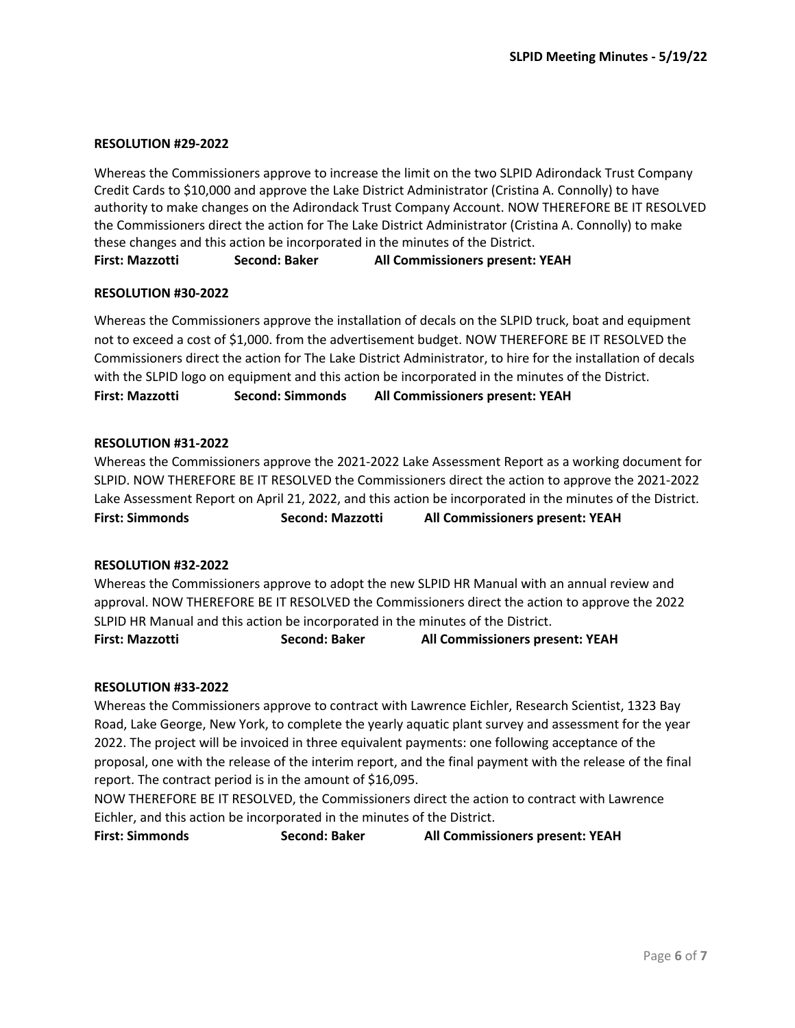**RESOLUTION #29-2022**

Whereas the Commissioners approve to increase the limit on the two SLPID Adirondack Trust Company Credit Cards to $10,000 and approve the Lake District Administrator (Cristina A. Connolly) to have authority to make changes on the Adirondack Trust Company Account. NOW THEREFORE BE IT RESOLVED the Commissioners direct the action for The Lake District Administrator (Cristina A. Connolly) to make these changes and this action be incorporated in the minutes of the District.

**First: Mazzotti Second: Baker All Commissioners present: YEAH**

**RESOLUTION #30-2022**

Whereas the Commissioners approve the installation of decals on the SLPID truck, boat and equipment not to exceed a cost of $1,000. from the advertisement budget. NOW THEREFORE BE IT RESOLVED the Commissioners direct the action for The Lake District Administrator, to hire for the installation of decals with the SLPID logo on equipment and this action be incorporated in the minutes of the District.

**First: Mazzotti Second: Simmonds All Commissioners present: YEAH**

**RESOLUTION #31-2022**

Whereas the Commissioners approve the 2021-2022 Lake Assessment Report as a working document for SLPID. NOW THEREFORE BE IT RESOLVED the Commissioners direct the action to approve the 2021-2022 Lake Assessment Report on April 21, 2022, and this action be incorporated in the minutes of the District.

**First: Simmonds Second: Mazzotti All Commissioners present: YEAH**

**RESOLUTION #32-2022**

Whereas the Commissioners approve to adopt the new SLPID HR Manual with an annual review and approval. NOW THEREFORE BE IT RESOLVED the Commissioners direct the action to approve the 2022 SLPID HR Manual and this action be incorporated in the minutes of the District.

**First: Mazzotti Second: Baker All Commissioners present: YEAH**

**RESOLUTION #33-2022**

Whereas the Commissioners approve to contract with Lawrence Eichler, Research Scientist, 1323 Bay Road, Lake George, New York, to complete the yearly aquatic plant survey and assessment for the year 2022. The project will be invoiced in three equivalent payments: one following acceptance of the proposal, one with the release of the interim report, and the final payment with the release of the final report. The contract period is in the amount of $16,095.

NOW THEREFORE BE IT RESOLVED, the Commissioners direct the action to contract with Lawrence Eichler, and this action be incorporated in the minutes of the District.

**First: Simmonds Second: Baker All Commissioners present: YEAH**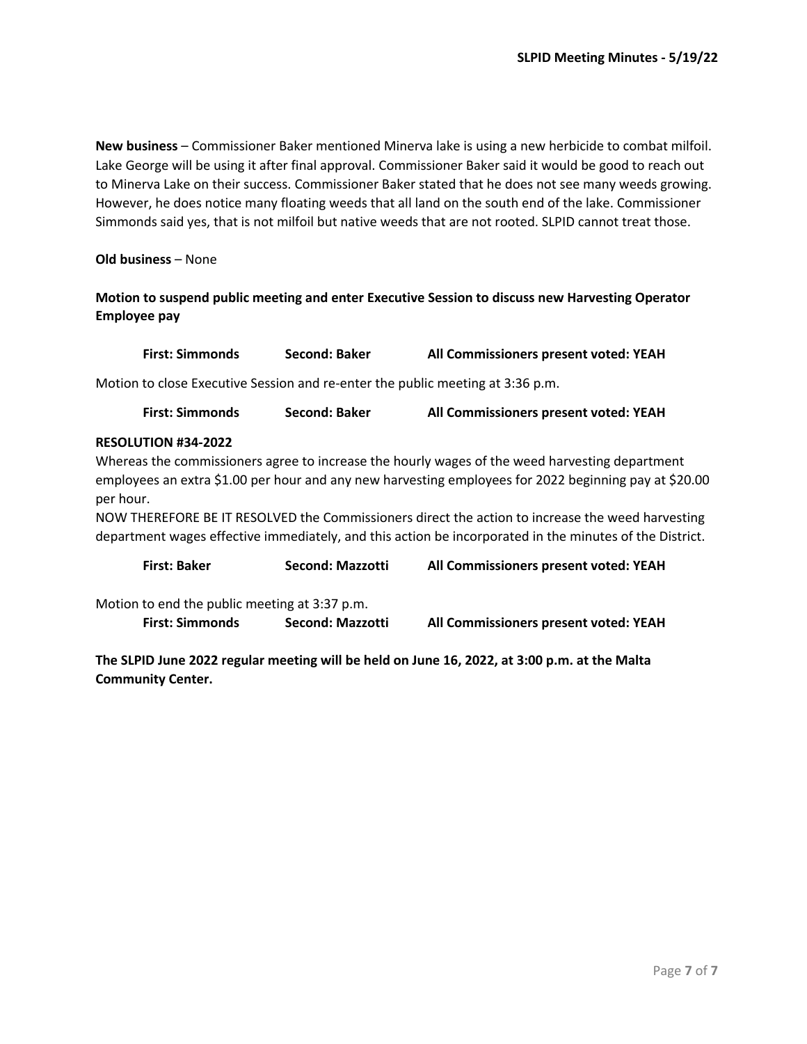**New business** – Commissioner Baker mentioned Minerva lake is using a new herbicide to combat milfoil. Lake George will be using it after final approval. Commissioner Baker said it would be good to reach out to Minerva Lake on their success. Commissioner Baker stated that he does not see many weeds growing. However, he does notice many floating weeds that all land on the south end of the lake. Commissioner Simmonds said yes, that is not milfoil but native weeds that are not rooted. SLPID cannot treat those.

**Old business** – None

**Motion to suspend public meeting and enter Executive Session to discuss new Harvesting Operator Employee pay**

**First: Simmonds** **Second: Baker** **All Commissioners present voted: YEAH**

Motion to close Executive Session and re-enter the public meeting at 3:36 p.m.

**First: Simmonds** **Second: Baker** **All Commissioners present voted: YEAH**

**RESOLUTION #34-2022**

Whereas the commissioners agree to increase the hourly wages of the weed harvesting department employees an extra $1.00 per hour and any new harvesting employees for 2022 beginning pay at $20.00 per hour.

NOW THEREFORE BE IT RESOLVED the Commissioners direct the action to increase the weed harvesting department wages effective immediately, and this action be incorporated in the minutes of the District.

**First: Baker** **Second: Mazzotti** **All Commissioners present voted: YEAH**

Motion to end the public meeting at 3:37 p.m.

**First: Simmonds** **Second: Mazzotti** **All Commissioners present voted: YEAH**

**The SLPID June 2022 regular meeting will be held on June 16, 2022, at 3:00 p.m. at the Malta Community Center.**